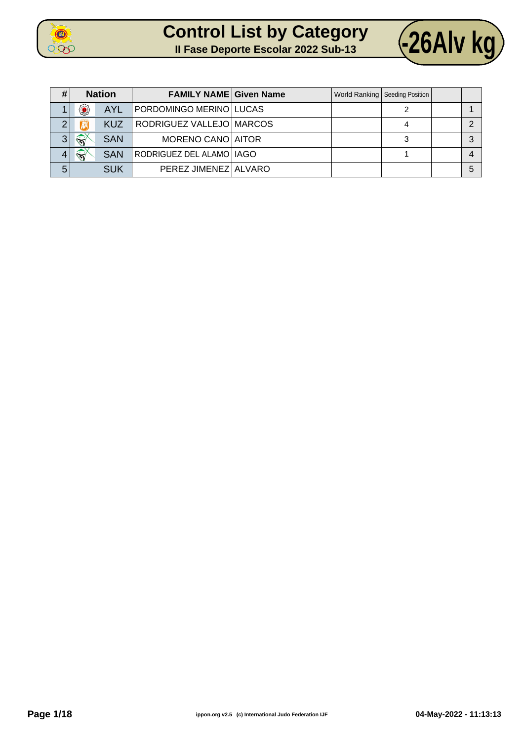# Control List by Category

## II Fase Deporte Escolar 2022 Sub-13

## -26Alv kg

| # | Nation | FAMILY NAME | Given Name | World Ranking | Seeding Position | | |
|---|---|---|---|---|---|---|---|
| 1 | AYL | PORDOMINGO MERINO | LUCAS | | 2 | | 1 |
| 2 | KUZ | RODRIGUEZ VALLEJO | MARCOS | | 4 | | 2 |
| 3 | SAN | MORENO CANO | AITOR | | 3 | | 3 |
| 4 | SAN | RODRIGUEZ DEL ALAMO | IAGO | | 1 | | 4 |
| 5 | SUK | PEREZ JIMENEZ | ALVARO | | | | 5 |

ippon.org v2.5 (c) International Judo Federation IJF

04-May-2022 - 11:13:13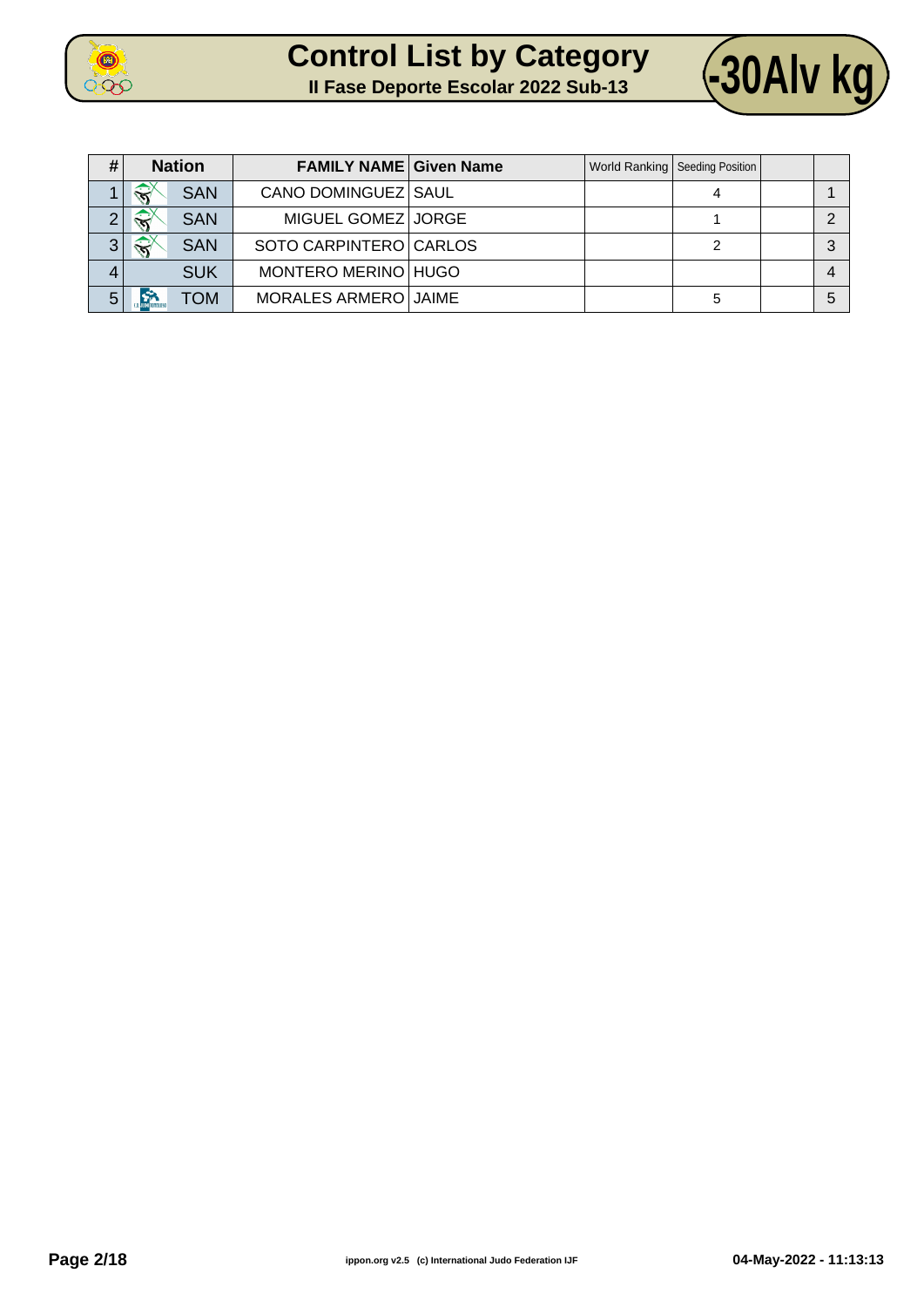# Control List by Category

## II Fase Deporte Escolar 2022 Sub-13

**-30Alv kg**

| # | Nation | FAMILY NAME | Given Name | World Ranking | Seeding Position | | |
|---|---|---|---|---|---|---|---|
| 1 | SAN | CANO DOMINGUEZ | SAUL | | 4 | | 1 |
| 2 | SAN | MIGUEL GOMEZ | JORGE | | 1 | | 2 |
| 3 | SAN | SOTO CARPINTERO | CARLOS | | 2 | | 3 |
| 4 | SUK | MONTERO MERINO | HUGO | | | | 4 |
| 5 | TOM | MORALES ARMERO | JAIME | | 5 | | 5 |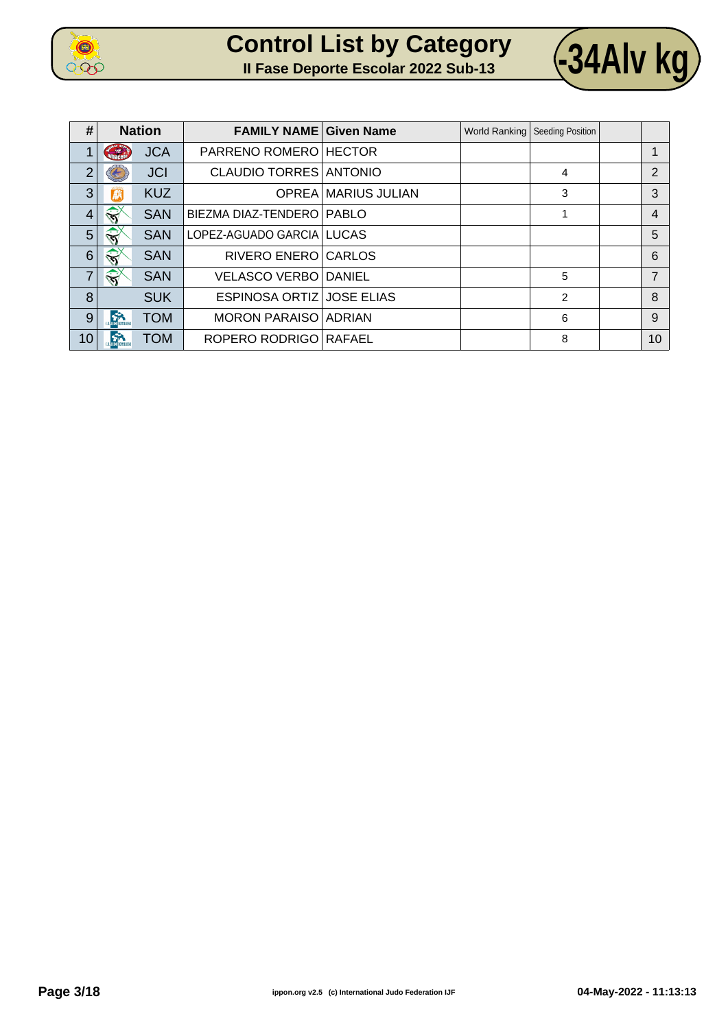# Control List by Category

## II Fase Deporte Escolar 2022 Sub-13

## -34Alv kg

| # | Nation | FAMILY NAME | Given Name | World Ranking | Seeding Position | | |
|---|---|---|---|---|---|---|---|
| 1 | JCA | PARRENO ROMERO | HECTOR | | | | 1 |
| 2 | JCI | CLAUDIO TORRES | ANTONIO | | 4 | | 2 |
| 3 | KUZ | OPREA | MARIUS JULIAN | | 3 | | 3 |
| 4 | SAN | BIEZMA DIAZ-TENDERO | PABLO | | 1 | | 4 |
| 5 | SAN | LOPEZ-AGUADO GARCIA | LUCAS | | | | 5 |
| 6 | SAN | RIVERO ENERO | CARLOS | | | | 6 |
| 7 | SAN | VELASCO VERBO | DANIEL | | 5 | | 7 |
| 8 | SUK | ESPINOSA ORTIZ | JOSE ELIAS | | 2 | | 8 |
| 9 | TOM | MORON PARAISO | ADRIAN | | 6 | | 9 |
| 10 | TOM | ROPERO RODRIGO | RAFAEL | | 8 | | 10 |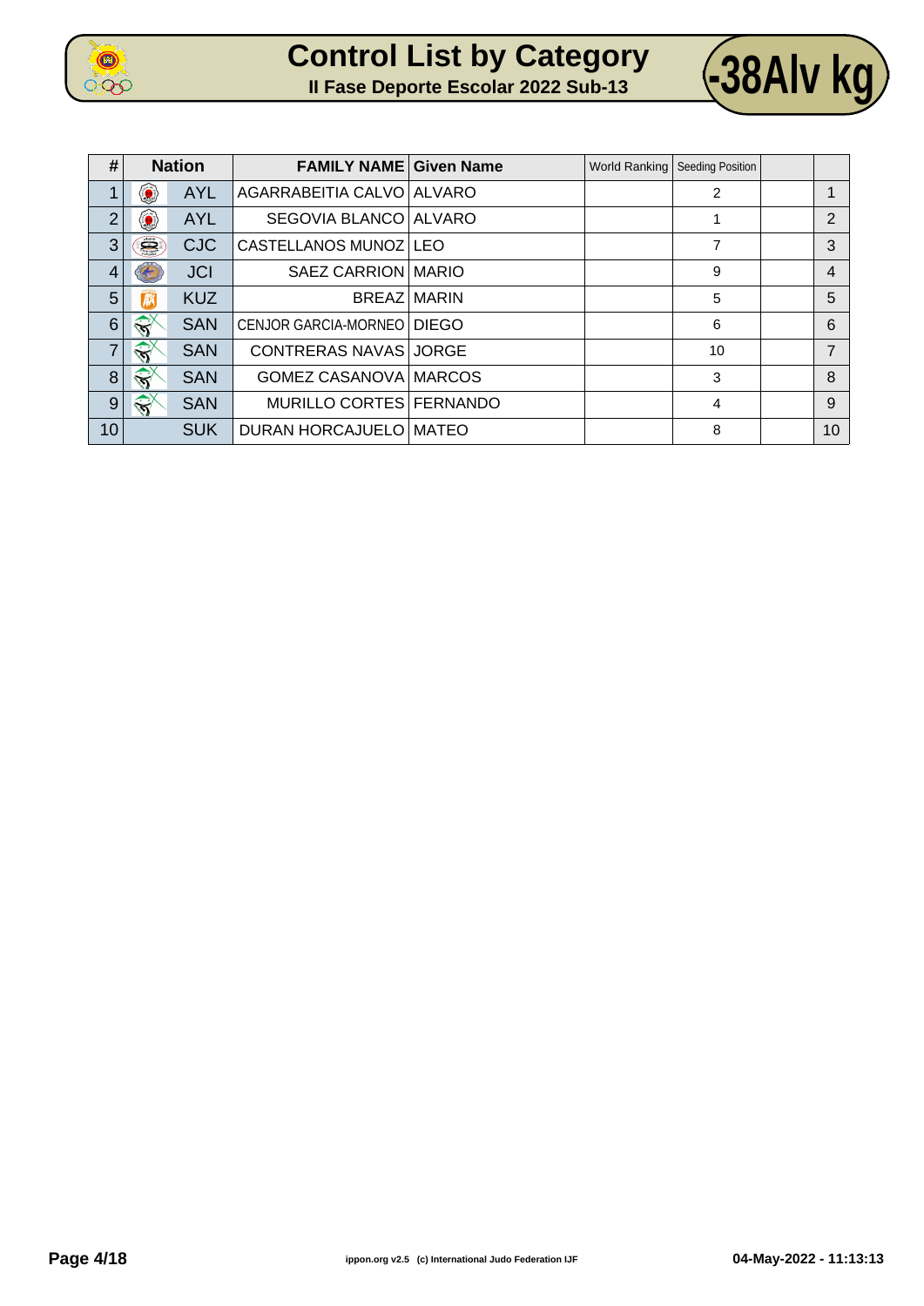# Control List by Category

## II Fase Deporte Escolar 2022 Sub-13

## -38Alv kg

| # | Nation | | FAMILY NAME | Given Name | World Ranking | Seeding Position | | |
|---|---|---|---|---|---|---|---|---|
| 1 | | AYL | AGARRABEITIA CALVO | ALVARO | | 2 | | 1 |
| 2 | | AYL | SEGOVIA BLANCO | ALVARO | | 1 | | 2 |
| 3 | | CJC | CASTELLANOS MUNOZ | LEO | | 7 | | 3 |
| 4 | | JCI | SAEZ CARRION | MARIO | | 9 | | 4 |
| 5 | | KUZ | BREAZ | MARIN | | 5 | | 5 |
| 6 | | SAN | CENJOR GARCIA-MORNEO | DIEGO | | 6 | | 6 |
| 7 | | SAN | CONTRERAS NAVAS | JORGE | | 10 | | 7 |
| 8 | | SAN | GOMEZ CASANOVA | MARCOS | | 3 | | 8 |
| 9 | | SAN | MURILLO CORTES | FERNANDO | | 4 | | 9 |
| 10 | | SUK | DURAN HORCAJUELO | MATEO | | 8 | | 10 |

ippon.org v2.5 (c) International Judo Federation IJF

04-May-2022 - 11:13:13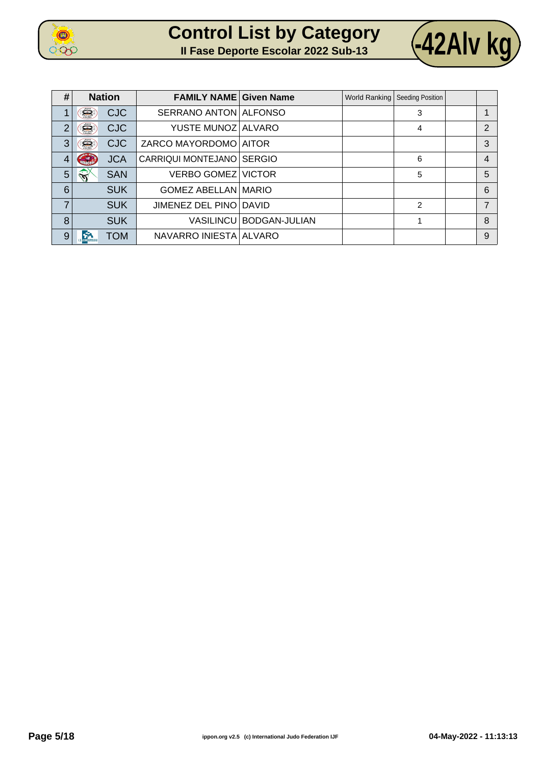# Control List by Category

## II Fase Deporte Escolar 2022 Sub-13

## -42Alv kg

| # | Nation | FAMILY NAME | Given Name | World Ranking | Seeding Position | | |
|---|---|---|---|---|---|---|---|
| 1 | CJC | SERRANO ANTON | ALFONSO | | 3 | | 1 |
| 2 | CJC | YUSTE MUNOZ | ALVARO | | 4 | | 2 |
| 3 | CJC | ZARCO MAYORDOMO | AITOR | | | | 3 |
| 4 | JCA | CARRIQUI MONTEJANO | SERGIO | | 6 | | 4 |
| 5 | SAN | VERBO GOMEZ | VICTOR | | 5 | | 5 |
| 6 | SUK | GOMEZ ABELLAN | MARIO | | | | 6 |
| 7 | SUK | JIMENEZ DEL PINO | DAVID | | 2 | | 7 |
| 8 | SUK | VASILINCU | BODGAN-JULIAN | | 1 | | 8 |
| 9 | TOM | NAVARRO INIESTA | ALVARO | | | | 9 |

ippon.org v2.5 (c) International Judo Federation IJF

04-May-2022 - 11:13:13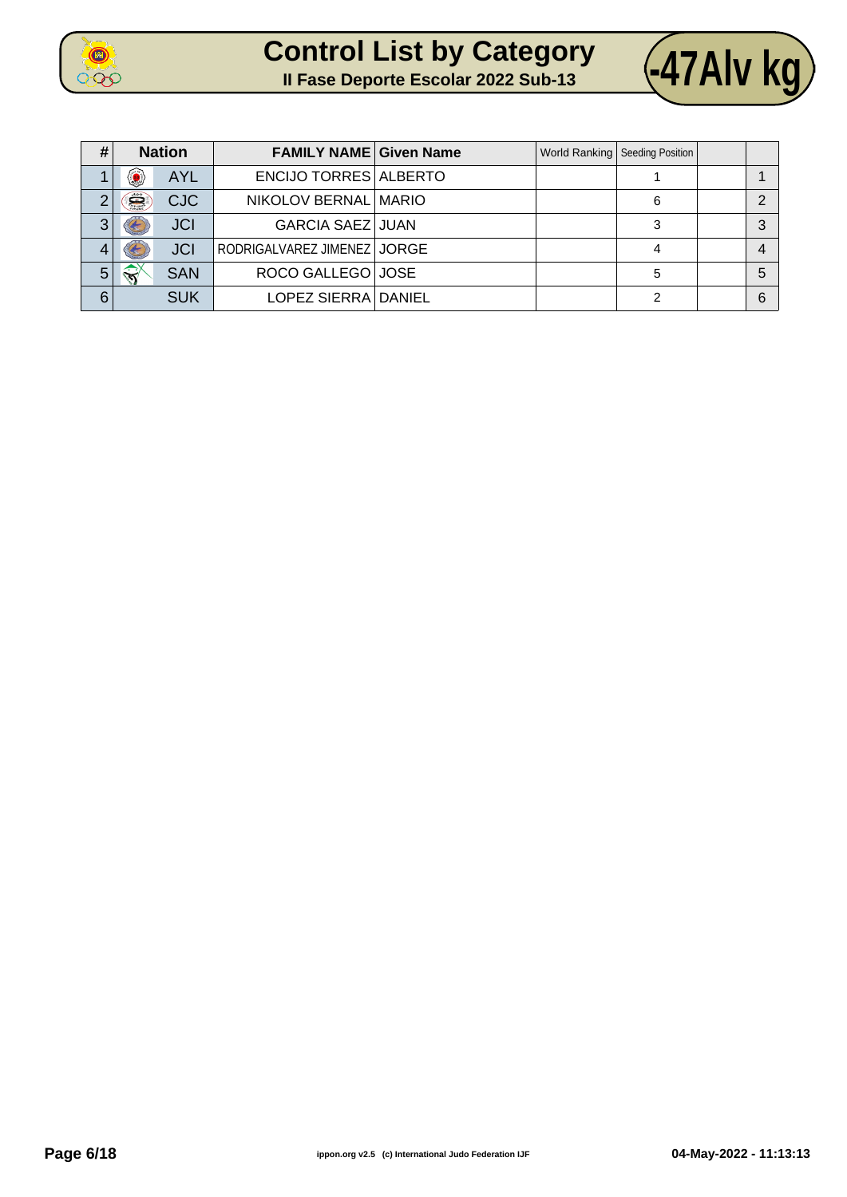# Control List by Category

## II Fase Deporte Escolar 2022 Sub-13

## -47Alv kg

| # | Nation | | FAMILY NAME | Given Name | World Ranking | Seeding Position | | |
|---|---|---|---|---|---|---|---|---|
| 1 | | AYL | ENCIJO TORRES | ALBERTO | | 1 | | 1 |
| 2 | | CJC | NIKOLOV BERNAL | MARIO | | 6 | | 2 |
| 3 | | JCI | GARCIA SAEZ | JUAN | | 3 | | 3 |
| 4 | | JCI | RODRIGALVAREZ JIMENEZ | JORGE | | 4 | | 4 |
| 5 | | SAN | ROCO GALLEGO | JOSE | | 5 | | 5 |
| 6 | | SUK | LOPEZ SIERRA | DANIEL | | 2 | | 6 |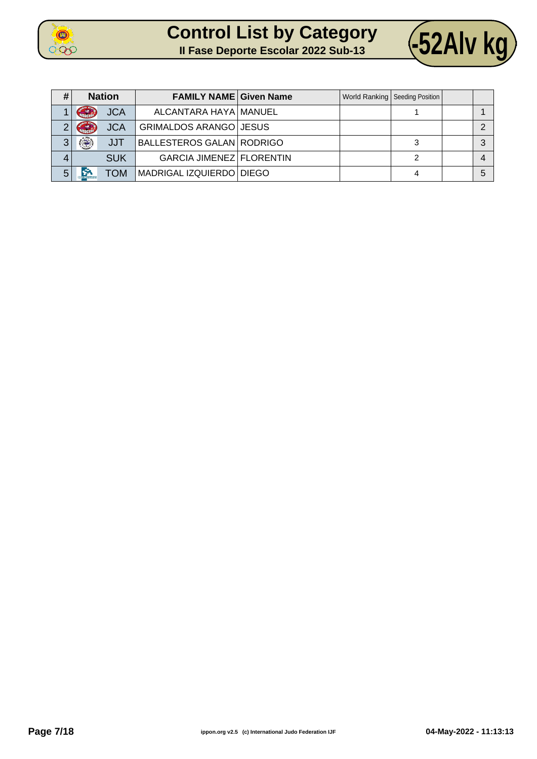# Control List by Category

## II Fase Deporte Escolar 2022 Sub-13

**-52Alv kg**

| # | Nation | FAMILY NAME | Given Name | World Ranking | Seeding Position | | |
|---|---|---|---|---|---|---|---|
| 1 | JCA | ALCANTARA HAYA | MANUEL | | 1 | | 1 |
| 2 | JCA | GRIMALDOS ARANGO | JESUS | | | | 2 |
| 3 | JJT | BALLESTEROS GALAN | RODRIGO | | 3 | | 3 |
| 4 | SUK | GARCIA JIMENEZ | FLORENTIN | | 2 | | 4 |
| 5 | TOM | MADRIGAL IZQUIERDO | DIEGO | | 4 | | 5 |

ippon.org v2.5 (c) International Judo Federation IJF

04-May-2022 - 11:13:13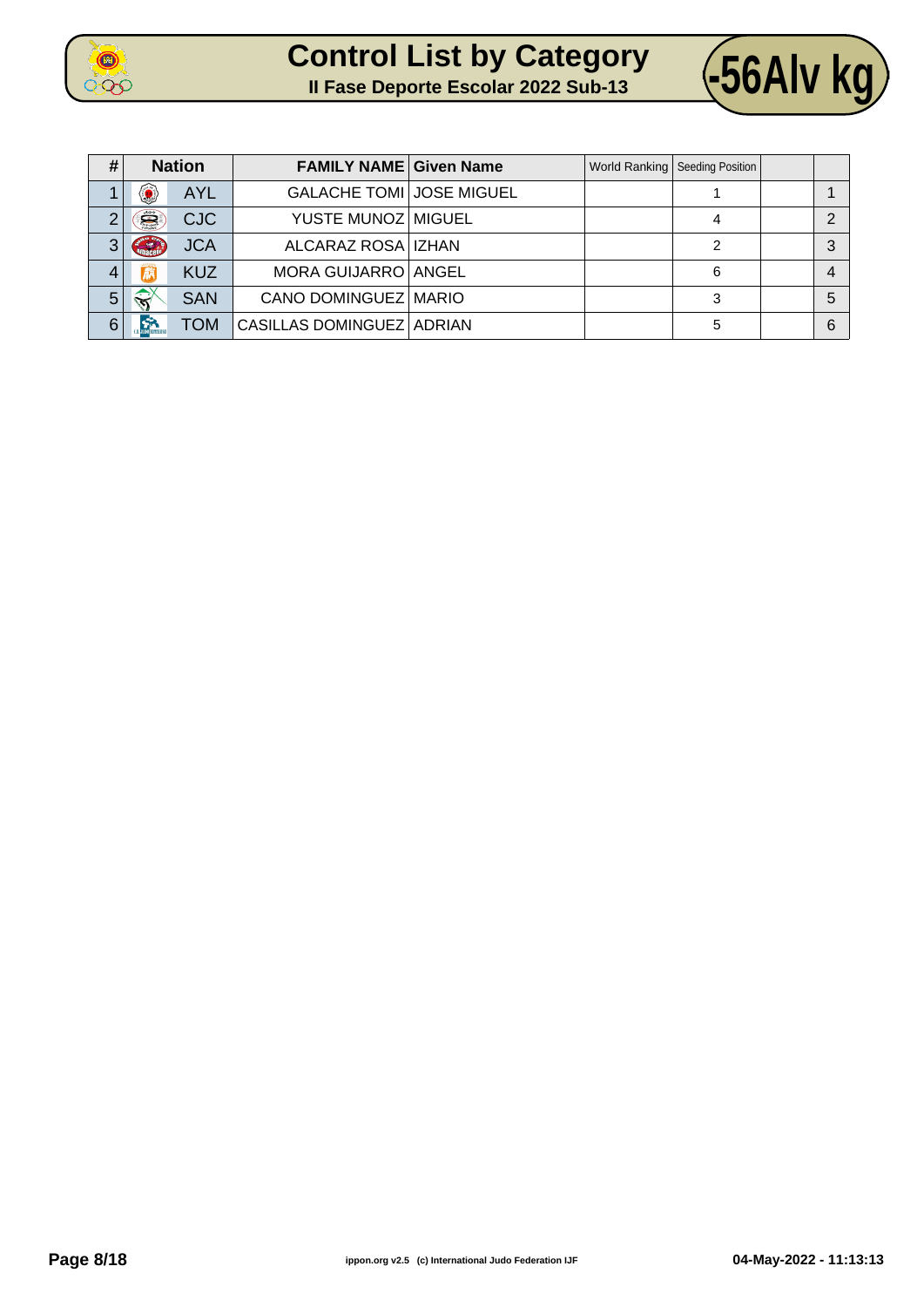# Control List by Category

## II Fase Deporte Escolar 2022 Sub-13

## -56Alv kg

| # | Nation | | FAMILY NAME | Given Name | World Ranking | Seeding Position | | |
|---|---|---|---|---|---|---|---|---|
| 1 | | AYL | GALACHE TOMI | JOSE MIGUEL | | 1 | | 1 |
| 2 | | CJC | YUSTE MUNOZ | MIGUEL | | 4 | | 2 |
| 3 | | JCA | ALCARAZ ROSA | IZHAN | | 2 | | 3 |
| 4 | | KUZ | MORA GUIJARRO | ANGEL | | 6 | | 4 |
| 5 | | SAN | CANO DOMINGUEZ | MARIO | | 3 | | 5 |
| 6 | | TOM | CASILLAS DOMINGUEZ | ADRIAN | | 5 | | 6 |

ippon.org v2.5 (c) International Judo Federation IJF

04-May-2022 - 11:13:13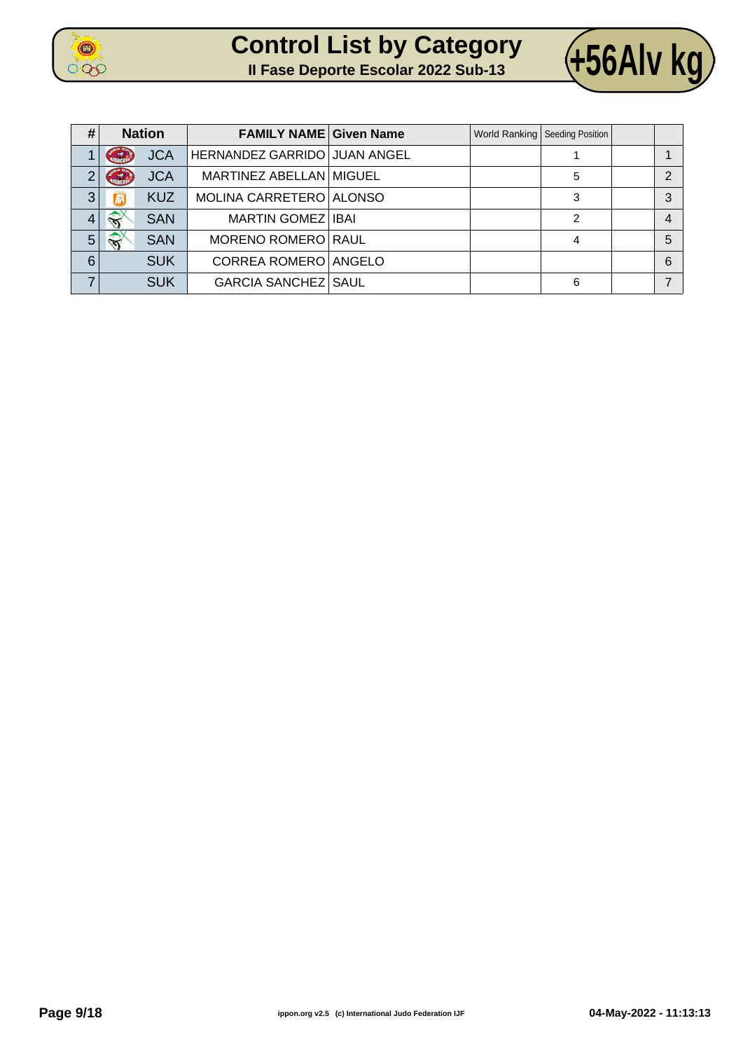# Control List by Category

**II Fase Deporte Escolar 2022 Sub-13**

**+56Alv kg**

| # | Nation | FAMILY NAME | Given Name | World Ranking | Seeding Position | | |
|---|---|---|---|---|---|---|---|
| 1 | JCA | HERNANDEZ GARRIDO | JUAN ANGEL | | 1 | | 1 |
| 2 | JCA | MARTINEZ ABELLAN | MIGUEL | | 5 | | 2 |
| 3 | KUZ | MOLINA CARRETERO | ALONSO | | 3 | | 3 |
| 4 | SAN | MARTIN GOMEZ | IBAI | | 2 | | 4 |
| 5 | SAN | MORENO ROMERO | RAUL | | 4 | | 5 |
| 6 | SUK | CORREA ROMERO | ANGELO | | | | 6 |
| 7 | SUK | GARCIA SANCHEZ | SAUL | | 6 | | 7 |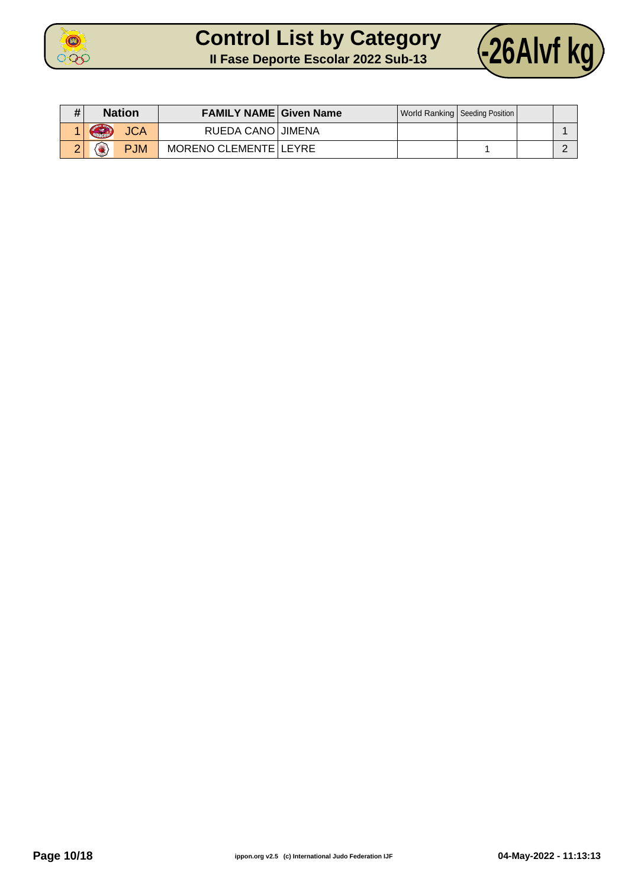# Control List by Category

## II Fase Deporte Escolar 2022 Sub-13

## -26Alvf kg

| # | Nation | | FAMILY NAME | Given Name | World Ranking | Seeding Position | | |
|---|---|---|---|---|---|---|---|---|
| 1 | | JCA | RUEDA CANO | JIMENA | | | | 1 |
| 2 | | PJM | MORENO CLEMENTE | LEYRE | | 1 | | 2 |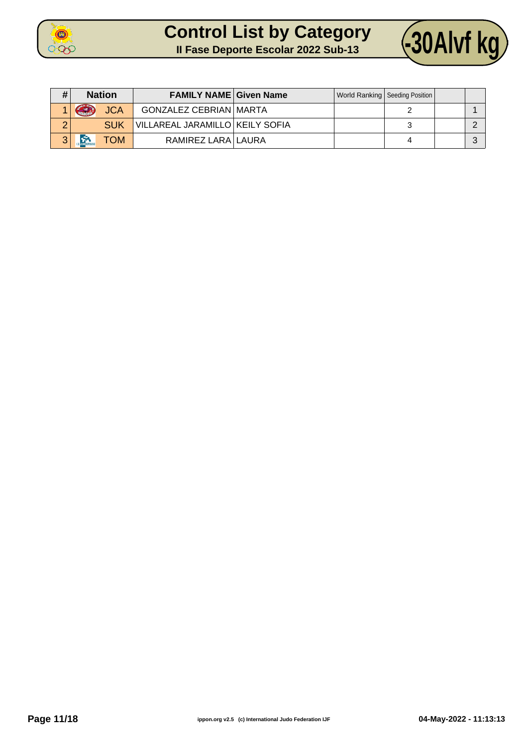# Control List by Category

## II Fase Deporte Escolar 2022 Sub-13

## -30Alvf kg

| # | Nation | FAMILY NAME | Given Name | World Ranking | Seeding Position | | |
|---|---|---|---|---|---|---|---|
| 1 | JCA | GONZALEZ CEBRIAN | MARTA | | 2 | | 1 |
| 2 | SUK | VILLAREAL JARAMILLO | KEILY SOFIA | | 3 | | 2 |
| 3 | TOM | RAMIREZ LARA | LAURA | | 4 | | 3 |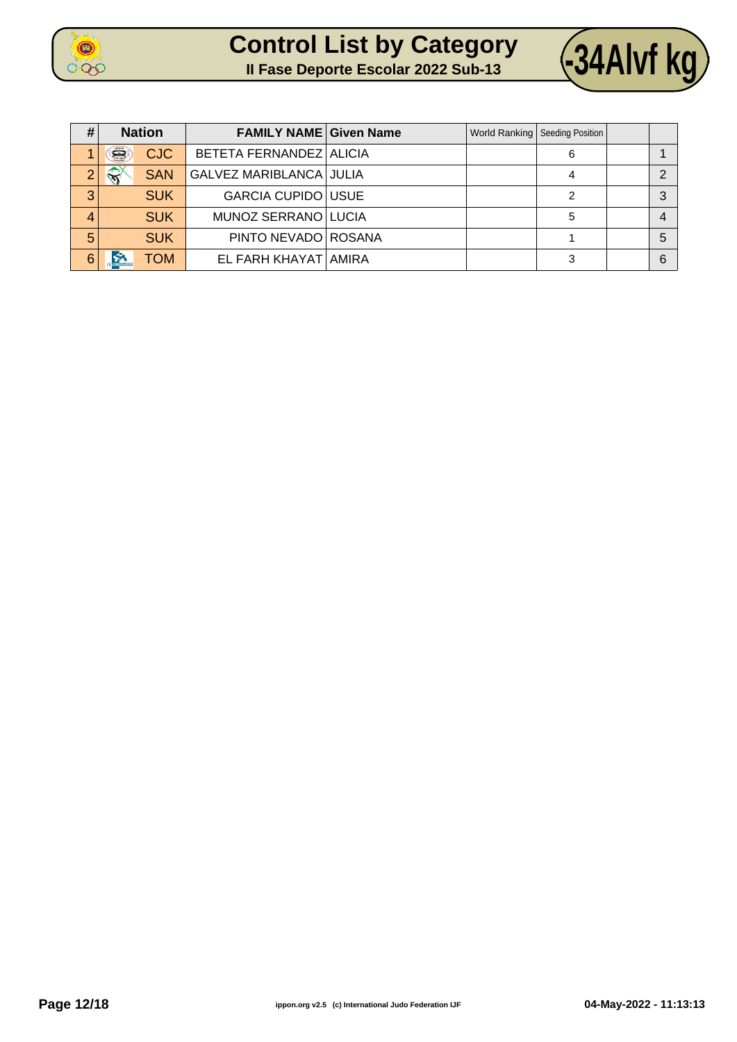# Control List by Category

## II Fase Deporte Escolar 2022 Sub-13

## -34Alvf kg

| # | Nation | FAMILY NAME | Given Name | World Ranking | Seeding Position | | |
|---|---|---|---|---|---|---|---|
| 1 | CJC | BETETA FERNANDEZ | ALICIA | | 6 | | 1 |
| 2 | SAN | GALVEZ MARIBLANCA | JULIA | | 4 | | 2 |
| 3 | SUK | GARCIA CUPIDO | USUE | | 2 | | 3 |
| 4 | SUK | MUNOZ SERRANO | LUCIA | | 5 | | 4 |
| 5 | SUK | PINTO NEVADO | ROSANA | | 1 | | 5 |
| 6 | TOM | EL FARH KHAYAT | AMIRA | | 3 | | 6 |

ippon.org v2.5 (c) International Judo Federation IJF

04-May-2022 - 11:13:13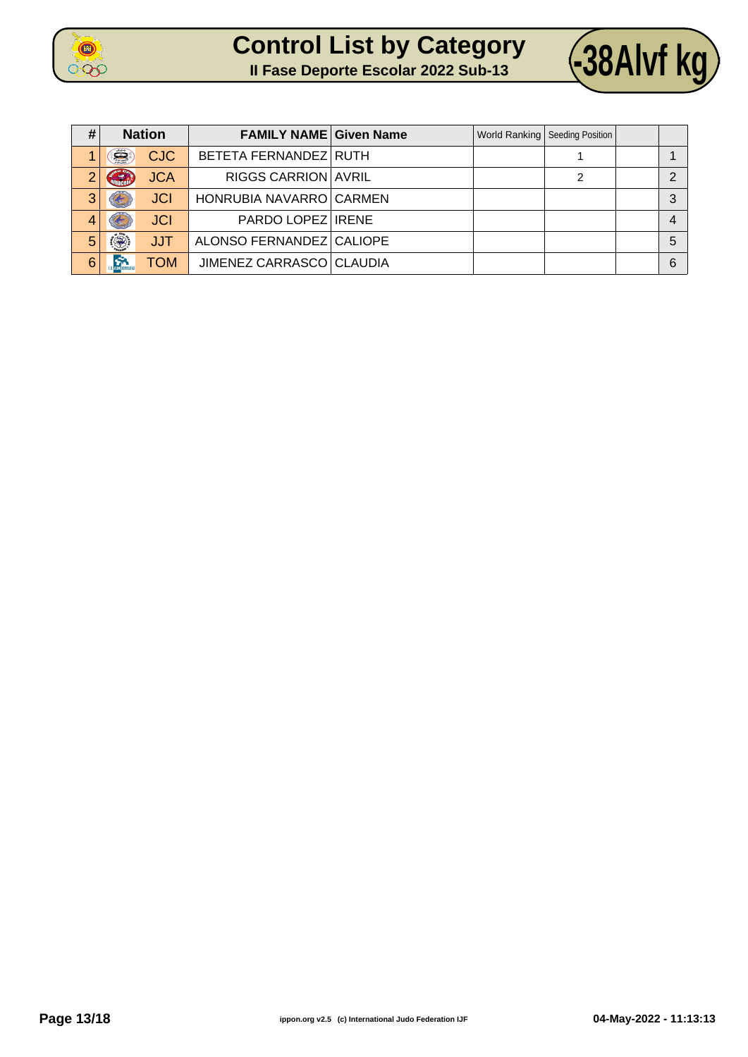# Control List by Category

## II Fase Deporte Escolar 2022 Sub-13

**-38Alvf kg**

| # | Nation | FAMILY NAME | Given Name | World Ranking | Seeding Position | | |
|---|---|---|---|---|---|---|---|
| 1 | CJC | BETETA FERNANDEZ | RUTH | | 1 | | 1 |
| 2 | JCA | RIGGS CARRION | AVRIL | | 2 | | 2 |
| 3 | JCI | HONRUBIA NAVARRO | CARMEN | | | | 3 |
| 4 | JCI | PARDO LOPEZ | IRENE | | | | 4 |
| 5 | JJT | ALONSO FERNANDEZ | CALIOPE | | | | 5 |
| 6 | TOM | JIMENEZ CARRASCO | CLAUDIA | | | | 6 |

ippon.org v2.5 (c) International Judo Federation IJF

04-May-2022 - 11:13:13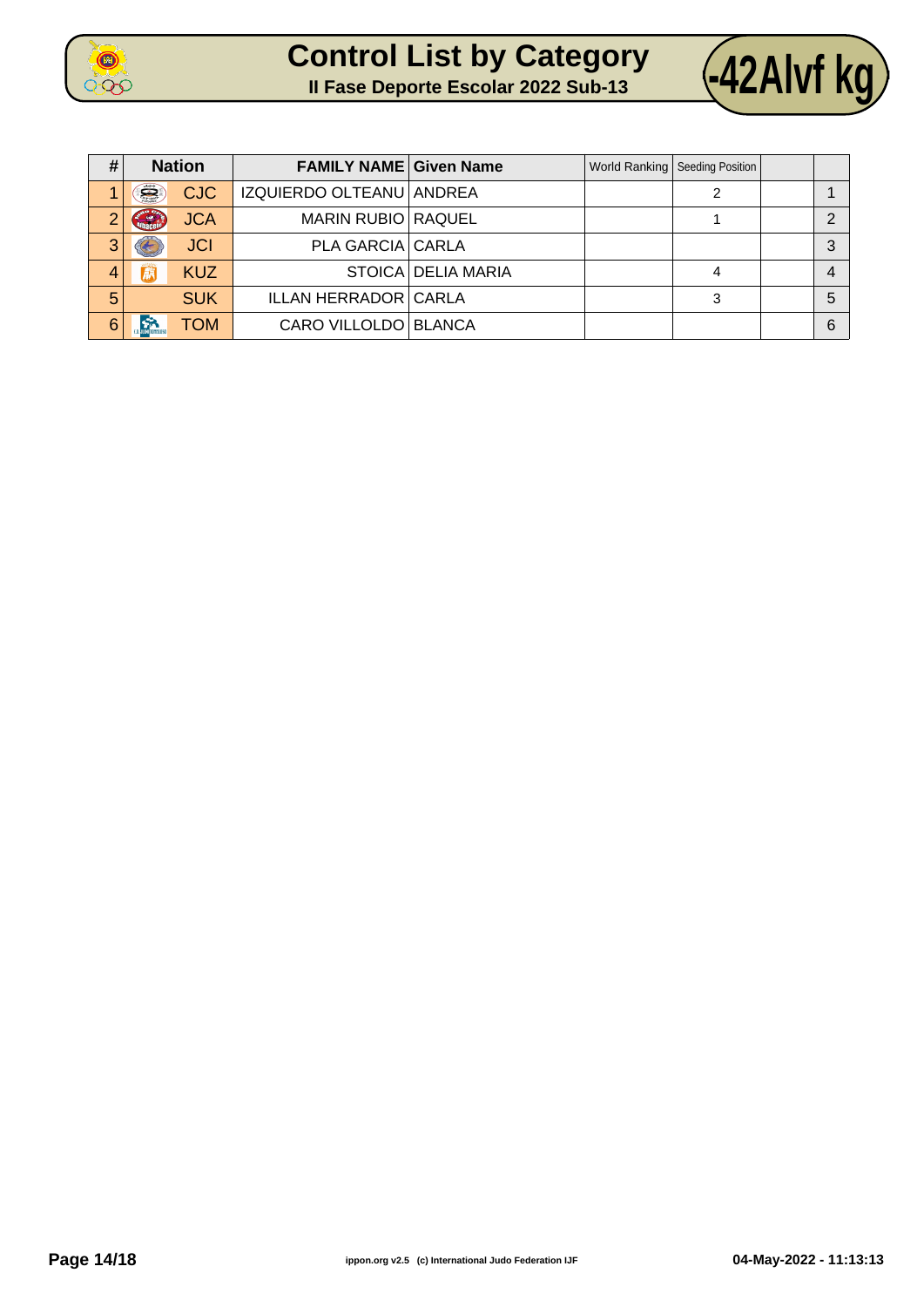# Control List by Category

## II Fase Deporte Escolar 2022 Sub-13

## -42Alvf kg

| # | Nation | FAMILY NAME | Given Name | World Ranking | Seeding Position | | |
|---|---|---|---|---|---|---|---|
| 1 | CJC | IZQUIERDO OLTEANU | ANDREA | | 2 | | 1 |
| 2 | JCA | MARIN RUBIO | RAQUEL | | 1 | | 2 |
| 3 | JCI | PLA GARCIA | CARLA | | | | 3 |
| 4 | KUZ | STOICA | DELIA MARIA | | 4 | | 4 |
| 5 | SUK | ILLAN HERRADOR | CARLA | | 3 | | 5 |
| 6 | TOM | CARO VILLOLDO | BLANCA | | | | 6 |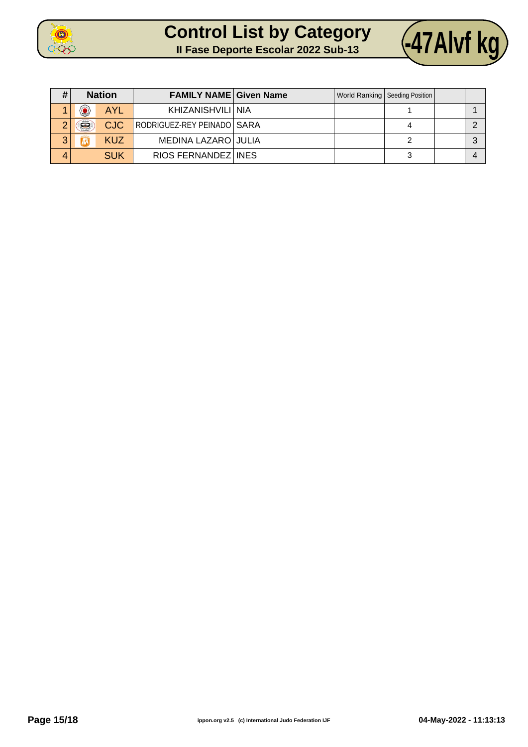# Control List by Category

## II Fase Deporte Escolar 2022 Sub-13

**-47Alvf kg**

| # | Nation | | FAMILY NAME | Given Name | World Ranking | Seeding Position | | |
|---|---|---|---|---|---|---|---|---|
| 1 | | AYL | KHIZANISHVILI | NIA | | 1 | | 1 |
| 2 | | CJC | RODRIGUEZ-REY PEINADO | SARA | | 4 | | 2 |
| 3 | | KUZ | MEDINA LAZARO | JULIA | | 2 | | 3 |
| 4 | | SUK | RIOS FERNANDEZ | INES | | 3 | | 4 |

ippon.org v2.5 (c) International Judo Federation IJF

04-May-2022 - 11:13:13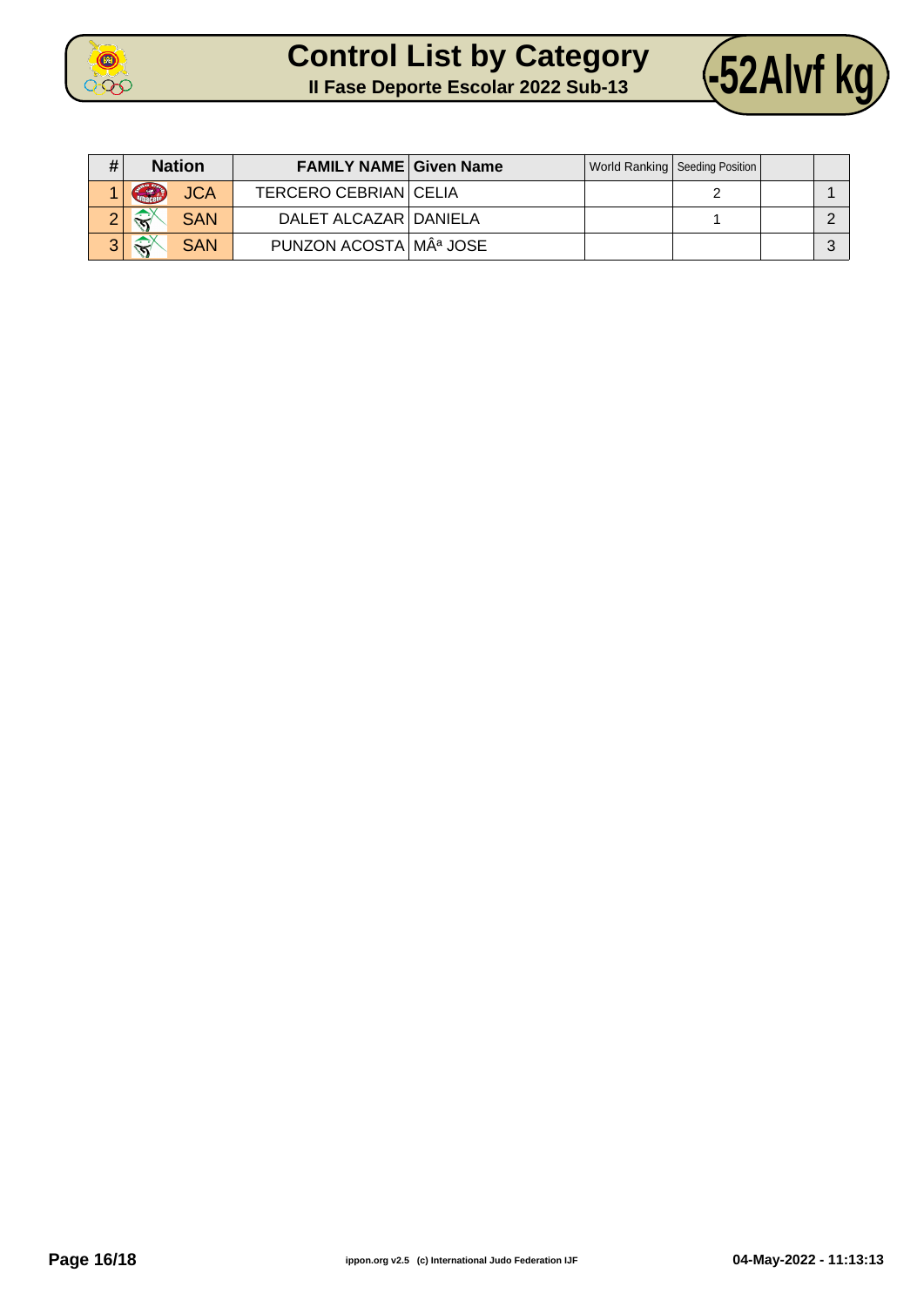# Control List by Category

## II Fase Deporte Escolar 2022 Sub-13

## -52Alvf kg

| # | Nation | FAMILY NAME | Given Name | World Ranking | Seeding Position | | |
|---|---|---|---|---|---|---|---|
| 1 | JCA | TERCERO CEBRIAN | CELIA | | 2 | | 1 |
| 2 | SAN | DALET ALCAZAR | DANIELA | | 1 | | 2 |
| 3 | SAN | PUNZON ACOSTA | MÂª JOSE | | | | 3 |

ippon.org v2.5 (c) International Judo Federation IJF

04-May-2022 - 11:13:13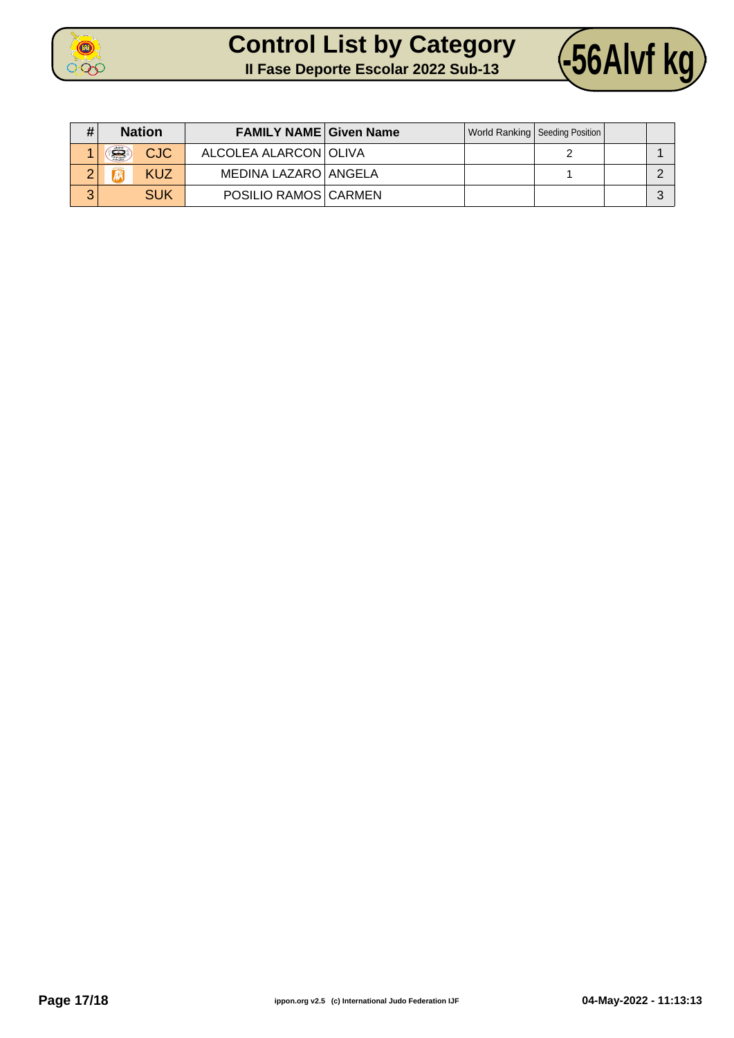# Control List by Category

**II Fase Deporte Escolar 2022 Sub-13**

**-56Alvf kg**

| # | Nation | FAMILY NAME | Given Name | World Ranking | Seeding Position | | |
|---|---|---|---|---|---|---|---|
| 1 | CJC | ALCOLEA ALARCON | OLIVA | | 2 | | 1 |
| 2 | KUZ | MEDINA LAZARO | ANGELA | | 1 | | 2 |
| 3 | SUK | POSILIO RAMOS | CARMEN | | | | 3 |

ippon.org v2.5 (c) International Judo Federation IJF

04-May-2022 - 11:13:13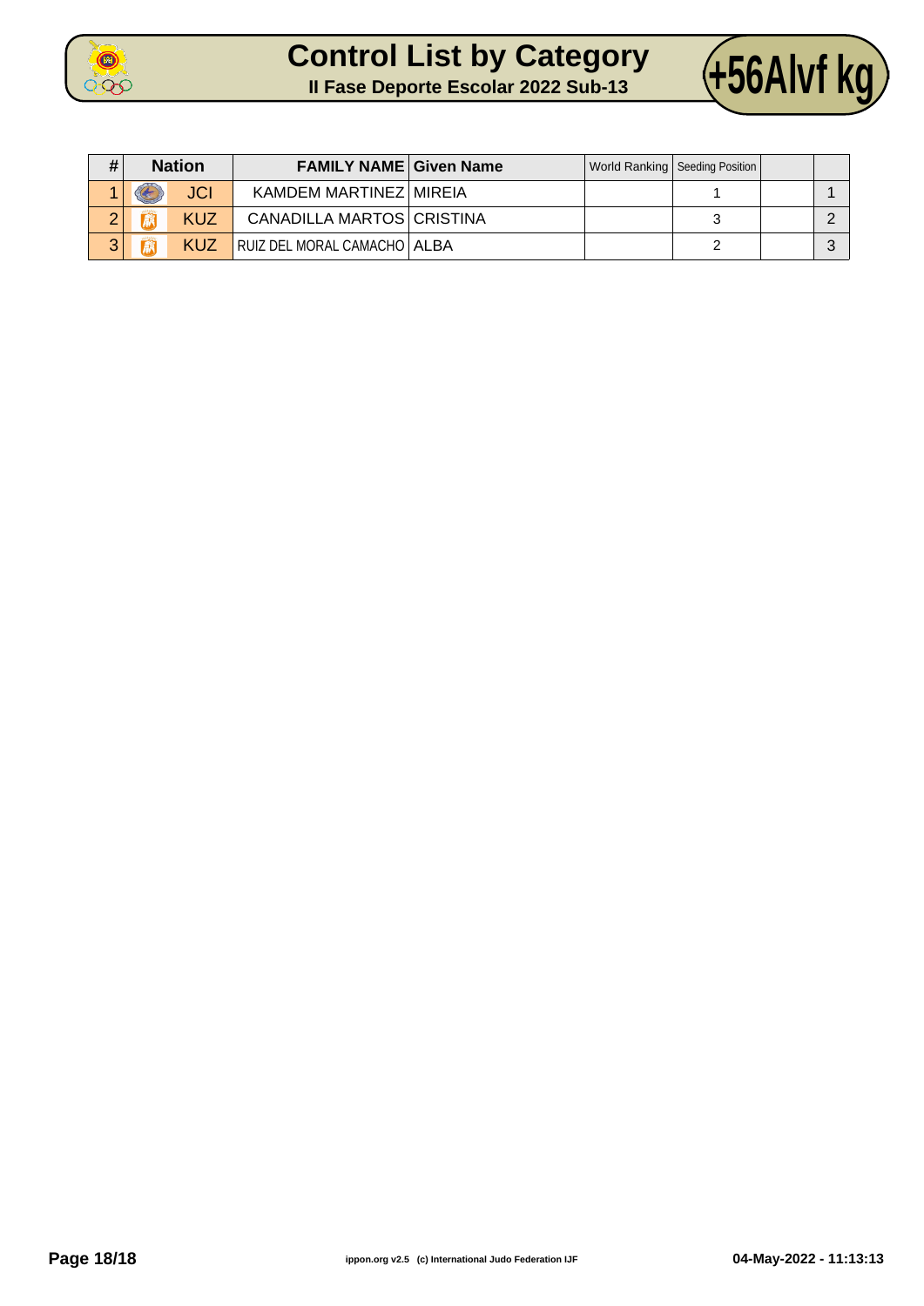# Control List by Category

**II Fase Deporte Escolar 2022 Sub-13**

**+56Alvf kg**

| # | Nation | | FAMILY NAME | Given Name | World Ranking | Seeding Position | | |
|---|---|---|---|---|---|---|---|---|
| 1 | | JCI | KAMDEM MARTINEZ | MIREIA | | 1 | | 1 |
| 2 | | KUZ | CANADILLA MARTOS | CRISTINA | | 3 | | 2 |
| 3 | | KUZ | RUIZ DEL MORAL CAMACHO | ALBA | | 2 | | 3 |

ippon.org v2.5 (c) International Judo Federation IJF

04-May-2022 - 11:13:13